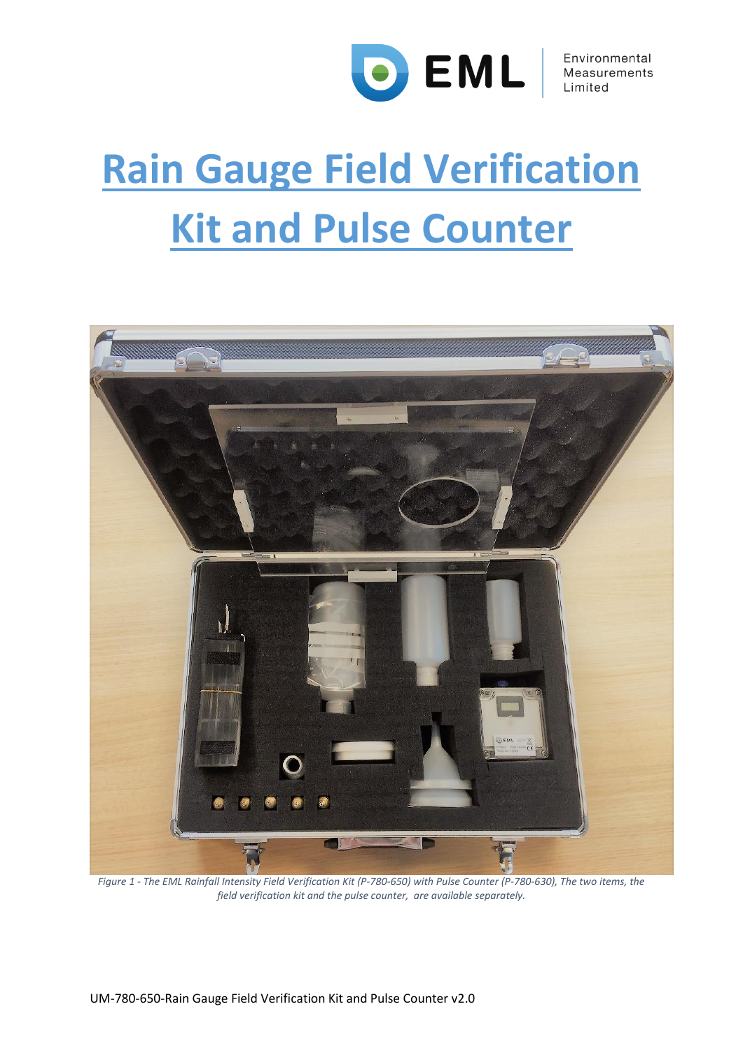# Rain Gauge Field Verification Kit and Pulse Counter

*Figure 1 - The EML Rainfall Intensity Field Verification Kit (P-780-650) with Pulse Counter (P-780-630), The two items, the field verification kit and the pulse counter, are available separately.*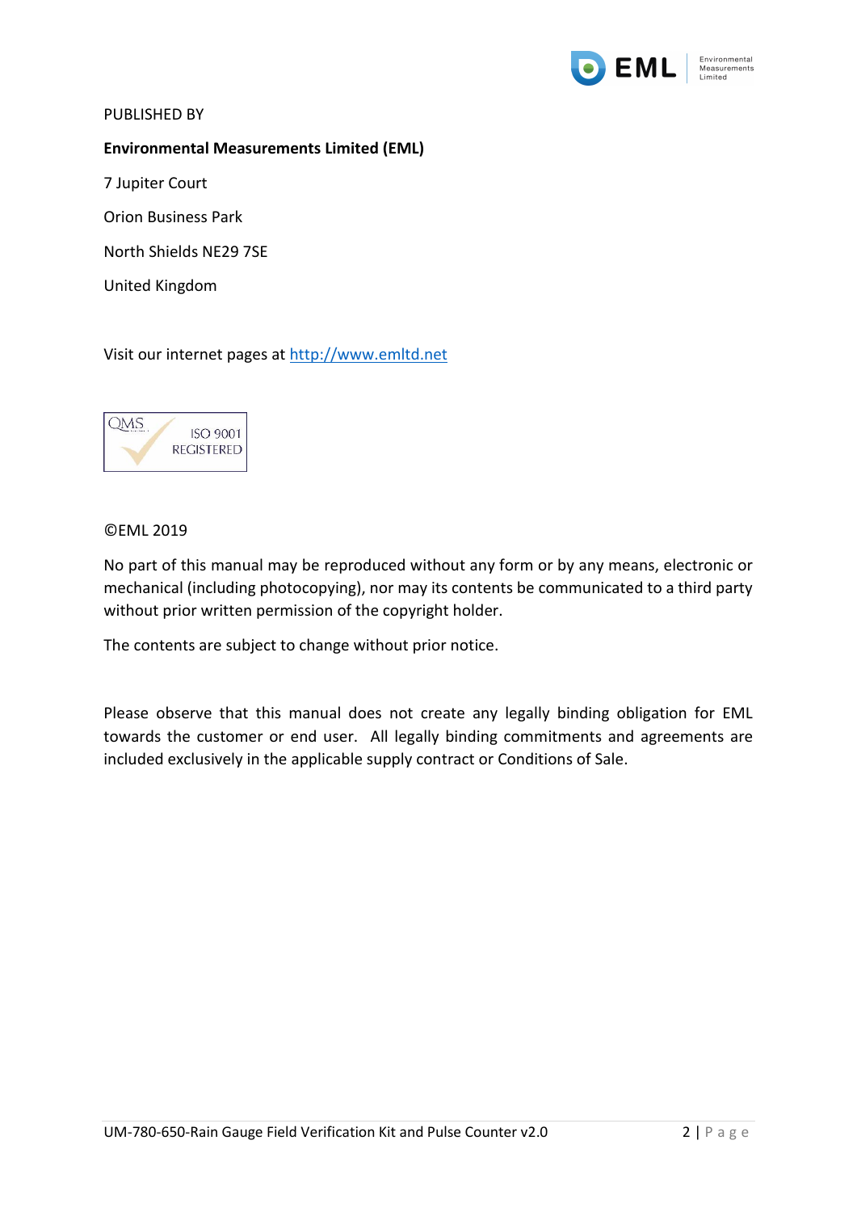PUBLISHED BY

**Environmental Measurements Limited (EML)**

7 Jupiter Court

Orion Business Park

North Shields NE29 7SE

United Kingdom

Visit our internet pages at http://www.emltd.net

QMS ISO 9001 REGISTERED

©EML 2019

No part of this manual may be reproduced without any form or by any means, electronic or mechanical (including photocopying), nor may its contents be communicated to a third party without prior written permission of the copyright holder.

The contents are subject to change without prior notice.

Please observe that this manual does not create any legally binding obligation for EML towards the customer or end user. All legally binding commitments and agreements are included exclusively in the applicable supply contract or Conditions of Sale.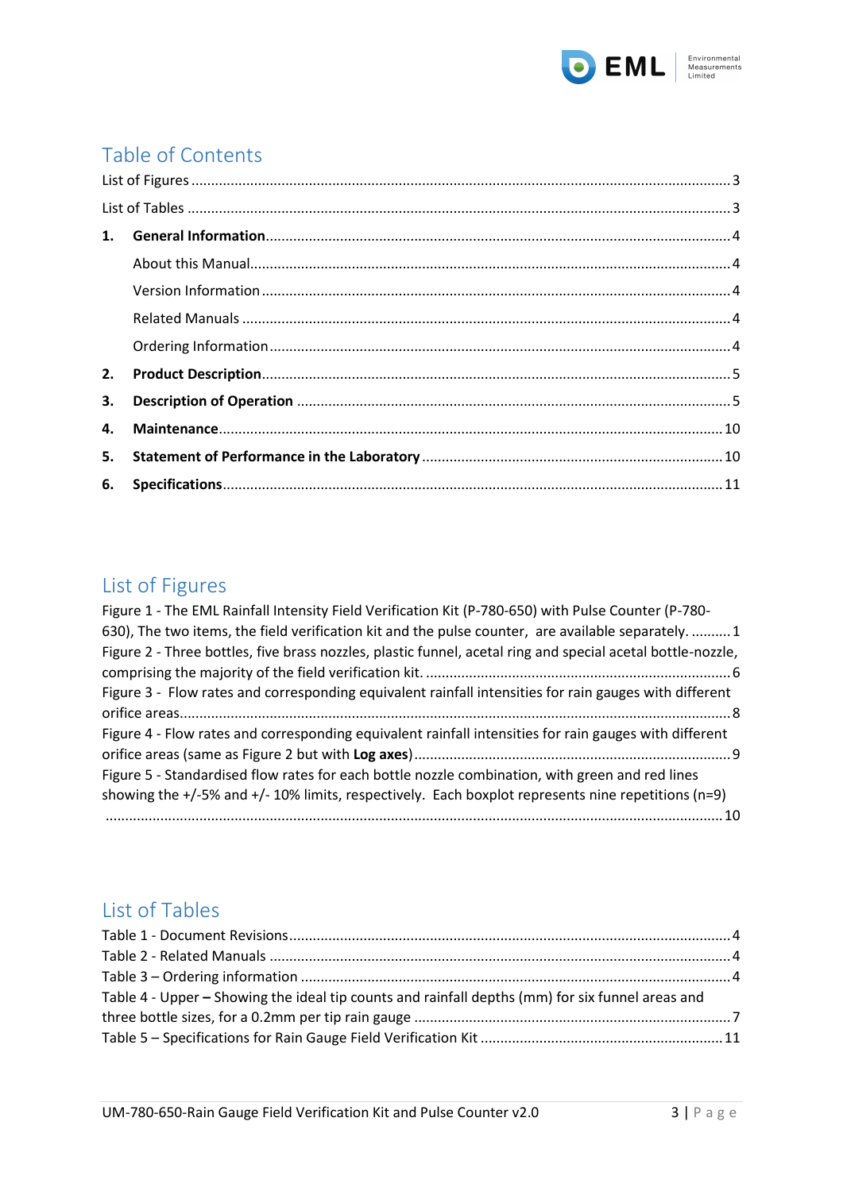## Table of Contents

List of Figures ........................................................................................................................................3

List of Tables ..........................................................................................................................................3

1. **General Information**......................................................................................................................4

    About this Manual..............................................................................................................................4

    Version Information ..........................................................................................................................4

    Related Manuals ................................................................................................................................4

    Ordering Information ........................................................................................................................4

2. **Product Description**......................................................................................................................5

3. **Description of Operation** ..............................................................................................................5

4. **Maintenance**..................................................................................................................................10

5. **Statement of Performance in the Laboratory** ............................................................................10

6. **Specifications**................................................................................................................................11

## List of Figures

Figure 1 - The EML Rainfall Intensity Field Verification Kit (P-780-650) with Pulse Counter (P-780-630), The two items, the field verification kit and the pulse counter, are available separately. ..........1

Figure 2 - Three bottles, five brass nozzles, plastic funnel, acetal ring and special acetal bottle-nozzle, comprising the majority of the field verification kit. ..............................................................................6

Figure 3 - Flow rates and corresponding equivalent rainfall intensities for rain gauges with different orifice areas...........................................................................................................................................8

Figure 4 - Flow rates and corresponding equivalent rainfall intensities for rain gauges with different orifice areas (same as Figure 2 but with **Log axes**)................................................................................9

Figure 5 - Standardised flow rates for each bottle nozzle combination, with green and red lines showing the +/-5% and +/- 10% limits, respectively. Each boxplot represents nine repetitions (n=9) ..............................................................................................................................................................10

## List of Tables

Table 1 - Document Revisions..................................................................................................................4

Table 2 - Related Manuals .......................................................................................................................4

Table 3 – Ordering information ...............................................................................................................4

Table 4 - Upper **–** Showing the ideal tip counts and rainfall depths (mm) for six funnel areas and three bottle sizes, for a 0.2mm per tip rain gauge ..................................................................................7

Table 5 – Specifications for Rain Gauge Field Verification Kit ..............................................................11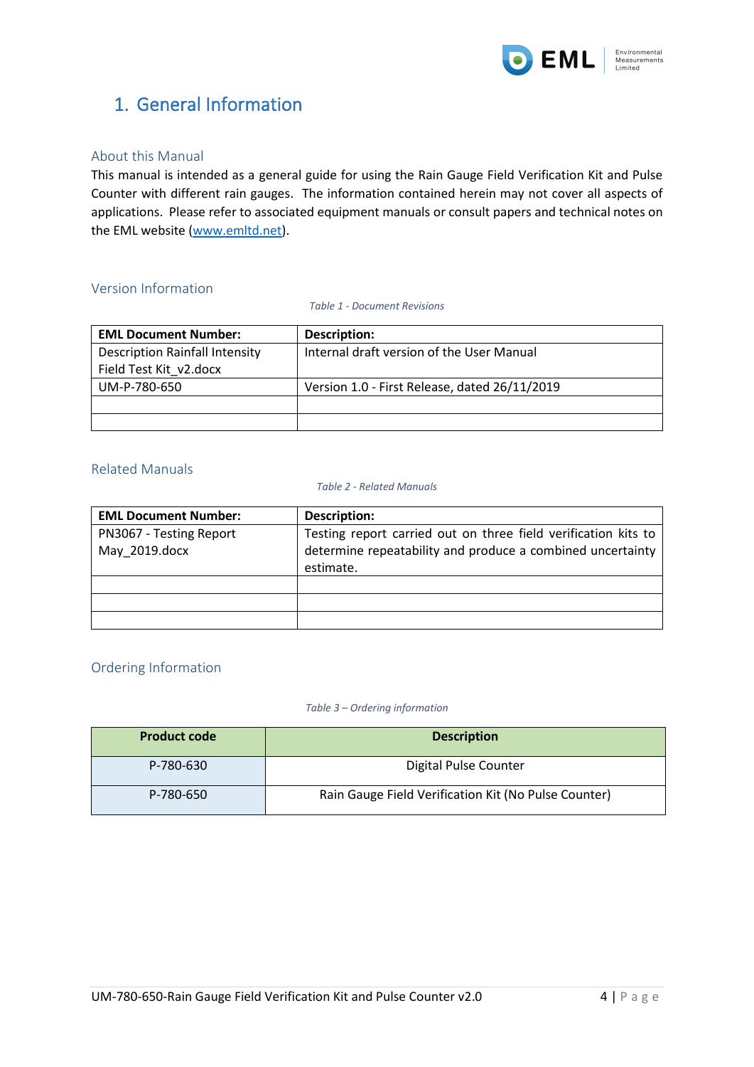# 1. General Information

## About this Manual

This manual is intended as a general guide for using the Rain Gauge Field Verification Kit and Pulse Counter with different rain gauges. The information contained herein may not cover all aspects of applications. Please refer to associated equipment manuals or consult papers and technical notes on the EML website (www.emltd.net).

## Version Information

*Table 1 - Document Revisions*

| EML Document Number: | Description: |
|---|---|
| Description Rainfall Intensity Field Test Kit_v2.docx | Internal draft version of the User Manual |
| UM-P-780-650 | Version 1.0 - First Release, dated 26/11/2019 |
| | |
| | |

## Related Manuals

*Table 2 - Related Manuals*

| EML Document Number: | Description: |
|---|---|
| PN3067 - Testing Report May_2019.docx | Testing report carried out on three field verification kits to determine repeatability and produce a combined uncertainty estimate. |
| | |
| | |
| | |

## Ordering Information

*Table 3 – Ordering information*

| Product code | Description |
|---|---|
| P-780-630 | Digital Pulse Counter |
| P-780-650 | Rain Gauge Field Verification Kit (No Pulse Counter) |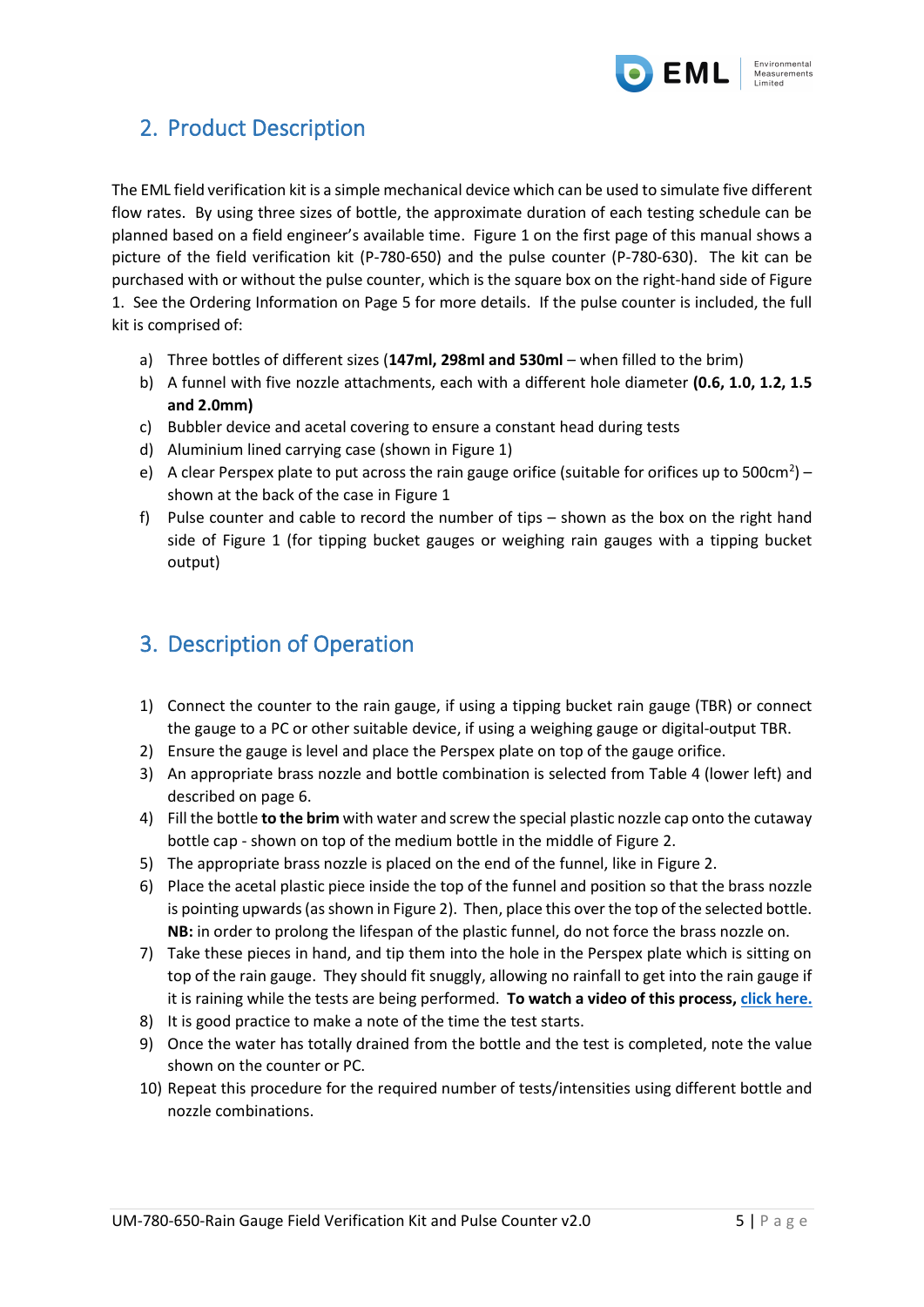## 2. Product Description

The EML field verification kit is a simple mechanical device which can be used to simulate five different flow rates. By using three sizes of bottle, the approximate duration of each testing schedule can be planned based on a field engineer's available time. Figure 1 on the first page of this manual shows a picture of the field verification kit (P-780-650) and the pulse counter (P-780-630). The kit can be purchased with or without the pulse counter, which is the square box on the right-hand side of Figure 1. See the Ordering Information on Page 5 for more details. If the pulse counter is included, the full kit is comprised of:

a) Three bottles of different sizes (**147ml, 298ml and 530ml** – when filled to the brim)
b) A funnel with five nozzle attachments, each with a different hole diameter **(0.6, 1.0, 1.2, 1.5 and 2.0mm)**
c) Bubbler device and acetal covering to ensure a constant head during tests
d) Aluminium lined carrying case (shown in Figure 1)
e) A clear Perspex plate to put across the rain gauge orifice (suitable for orifices up to 500cm$^2$) – shown at the back of the case in Figure 1
f) Pulse counter and cable to record the number of tips – shown as the box on the right hand side of Figure 1 (for tipping bucket gauges or weighing rain gauges with a tipping bucket output)

## 3. Description of Operation

1) Connect the counter to the rain gauge, if using a tipping bucket rain gauge (TBR) or connect the gauge to a PC or other suitable device, if using a weighing gauge or digital-output TBR.
2) Ensure the gauge is level and place the Perspex plate on top of the gauge orifice.
3) An appropriate brass nozzle and bottle combination is selected from Table 4 (lower left) and described on page 6.
4) Fill the bottle **to the brim** with water and screw the special plastic nozzle cap onto the cutaway bottle cap - shown on top of the medium bottle in the middle of Figure 2.
5) The appropriate brass nozzle is placed on the end of the funnel, like in Figure 2.
6) Place the acetal plastic piece inside the top of the funnel and position so that the brass nozzle is pointing upwards (as shown in Figure 2). Then, place this over the top of the selected bottle. **NB:** in order to prolong the lifespan of the plastic funnel, do not force the brass nozzle on.
7) Take these pieces in hand, and tip them into the hole in the Perspex plate which is sitting on top of the rain gauge. They should fit snuggly, allowing no rainfall to get into the rain gauge if it is raining while the tests are being performed. **To watch a video of this process, click here.**
8) It is good practice to make a note of the time the test starts.
9) Once the water has totally drained from the bottle and the test is completed, note the value shown on the counter or PC.
10) Repeat this procedure for the required number of tests/intensities using different bottle and nozzle combinations.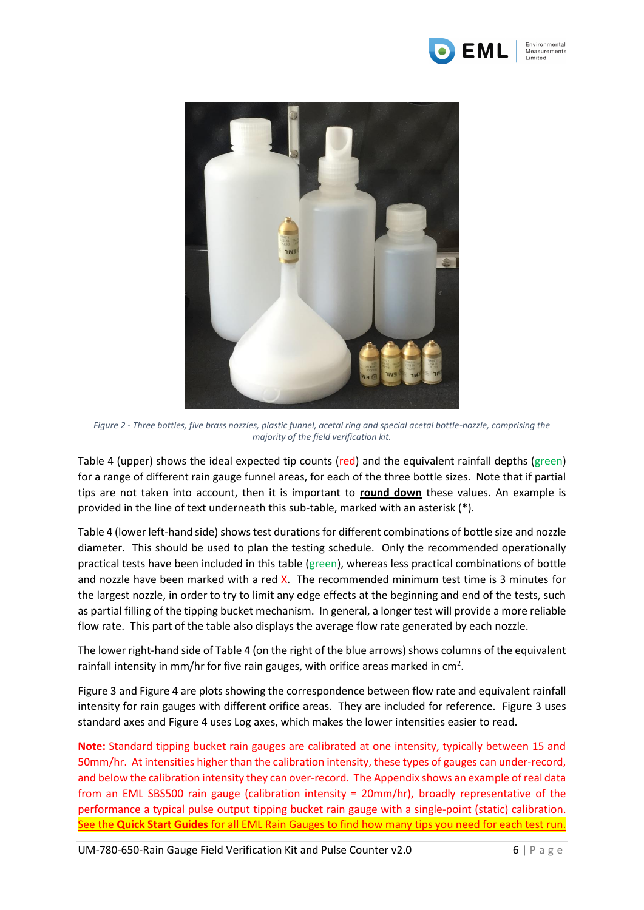*Figure 2 - Three bottles, five brass nozzles, plastic funnel, acetal ring and special acetal bottle-nozzle, comprising the majority of the field verification kit.*

Table 4 (upper) shows the ideal expected tip counts (red) and the equivalent rainfall depths (green) for a range of different rain gauge funnel areas, for each of the three bottle sizes. Note that if partial tips are not taken into account, then it is important to **round down** these values. An example is provided in the line of text underneath this sub-table, marked with an asterisk (*).

Table 4 (lower left-hand side) shows test durations for different combinations of bottle size and nozzle diameter. This should be used to plan the testing schedule. Only the recommended operationally practical tests have been included in this table (green), whereas less practical combinations of bottle and nozzle have been marked with a red X. The recommended minimum test time is 3 minutes for the largest nozzle, in order to try to limit any edge effects at the beginning and end of the tests, such as partial filling of the tipping bucket mechanism. In general, a longer test will provide a more reliable flow rate. This part of the table also displays the average flow rate generated by each nozzle.

The lower right-hand side of Table 4 (on the right of the blue arrows) shows columns of the equivalent rainfall intensity in mm/hr for five rain gauges, with orifice areas marked in $cm^2$.

Figure 3 and Figure 4 are plots showing the correspondence between flow rate and equivalent rainfall intensity for rain gauges with different orifice areas. They are included for reference. Figure 3 uses standard axes and Figure 4 uses Log axes, which makes the lower intensities easier to read.

**Note:** Standard tipping bucket rain gauges are calibrated at one intensity, typically between 15 and 50mm/hr. At intensities higher than the calibration intensity, these types of gauges can under-record, and below the calibration intensity they can over-record. The Appendix shows an example of real data from an EML SBS500 rain gauge (calibration intensity = 20mm/hr), broadly representative of the performance a typical pulse output tipping bucket rain gauge with a single-point (static) calibration. See the **Quick Start Guides** for all EML Rain Gauges to find how many tips you need for each test run.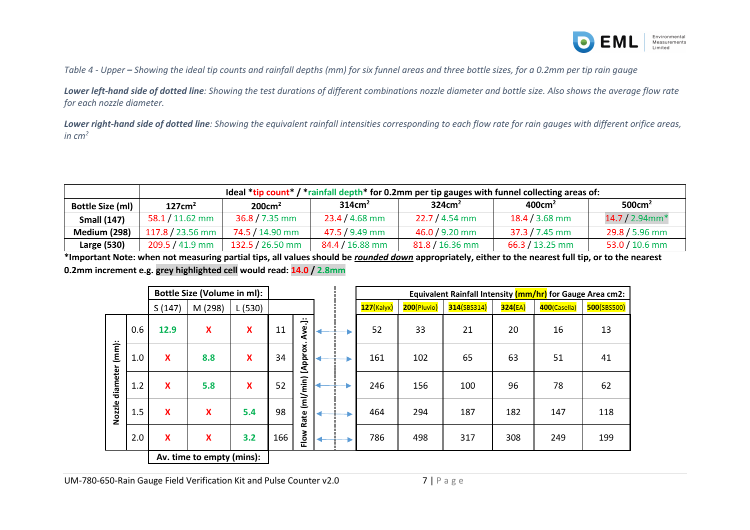*Table 4 - Upper* ***–*** *Showing the ideal tip counts and rainfall depths (mm) for six funnel areas and three bottle sizes, for a 0.2mm per tip rain gauge*

***Lower left-hand side of dotted line****: Showing the test durations of different combinations nozzle diameter and bottle size. Also shows the average flow rate for each nozzle diameter.*

***Lower right-hand side of dotted line****: Showing the equivalent rainfall intensities corresponding to each flow rate for rain gauges with different orifice areas, in cm²*

| | **Ideal \*tip count\* / \*rainfall depth\* for 0.2mm per tip gauges with funnel collecting areas of:** | | | | | |
|---|---|---|---|---|---|---|
| **Bottle Size (ml)** | **127cm²** | **200cm²** | **314cm²** | **324cm²** | **400cm²** | **500cm²** |
| **Small (147)** | 58.1 / 11.62 mm | 36.8 / 7.35 mm | 23.4 / 4.68 mm | 22.7 / 4.54 mm | 18.4 / 3.68 mm | 14.7 / 2.94mm* |
| **Medium (298)** | 117.8 / 23.56 mm | 74.5 / 14.90 mm | 47.5 / 9.49 mm | 46.0 / 9.20 mm | 37.3 / 7.45 mm | 29.8 / 5.96 mm |
| **Large (530)** | 209.5 / 41.9 mm | 132.5 / 26.50 mm | 84.4 / 16.88 mm | 81.8 / 16.36 mm | 66.3 / 13.25 mm | 53.0 / 10.6 mm |

**\*Important Note: when not measuring partial tips, all values should be *rounded down* appropriately, either to the nearest full tip, or to the nearest 0.2mm increment e.g. grey highlighted cell would read: 14.0 / 2.8mm**

| Nozzle diameter (mm): | Bottle Size (Volume in ml): S (147) | M (298) | L (530) | Flow Rate (ml/min) [Approx. Ave.]: | | 127(Kalyx) | 200(Pluvio) | 314(SBS314) | 324(EA) | 400(Casella) | 500(SBS500) |
|---|---|---|---|---|---|---|---|---|---|---|---|
| 0.6 | 12.9 | X | X | 11 | ↔ | 52 | 33 | 21 | 20 | 16 | 13 |
| 1.0 | X | 8.8 | X | 34 | ↔ | 161 | 102 | 65 | 63 | 51 | 41 |
| 1.2 | X | 5.8 | X | 52 | ↔ | 246 | 156 | 100 | 96 | 78 | 62 |
| 1.5 | X | X | 5.4 | 98 | ↔ | 464 | 294 | 187 | 182 | 147 | 118 |
| 2.0 | X | X | 3.2 | 166 | ↔ | 786 | 498 | 317 | 308 | 249 | 199 |
| | **Av. time to empty (mins):** | | | | | | | | | | |

Right-hand table header: **Equivalent Rainfall Intensity (mm/hr) for Gauge Area cm2:**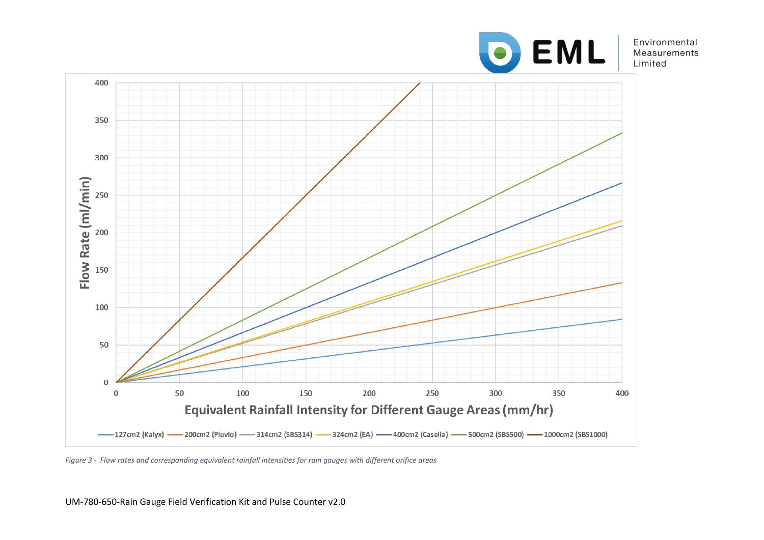*Figure 3 - Flow rates and corresponding equivalent rainfall intensities for rain gauges with different orifice areas*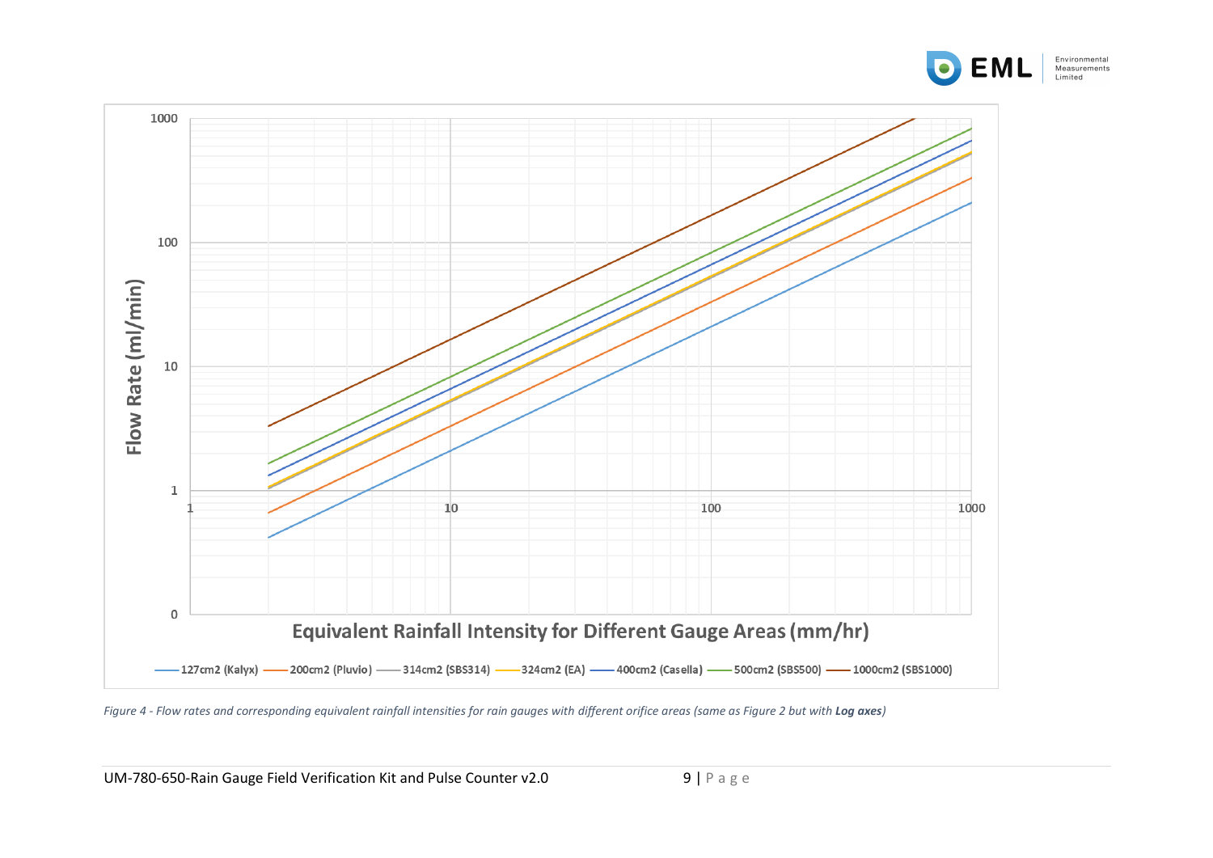Figure 4 - Flow rates and corresponding equivalent rainfall intensities for rain gauges with different orifice areas (same as Figure 2 but with **Log axes**)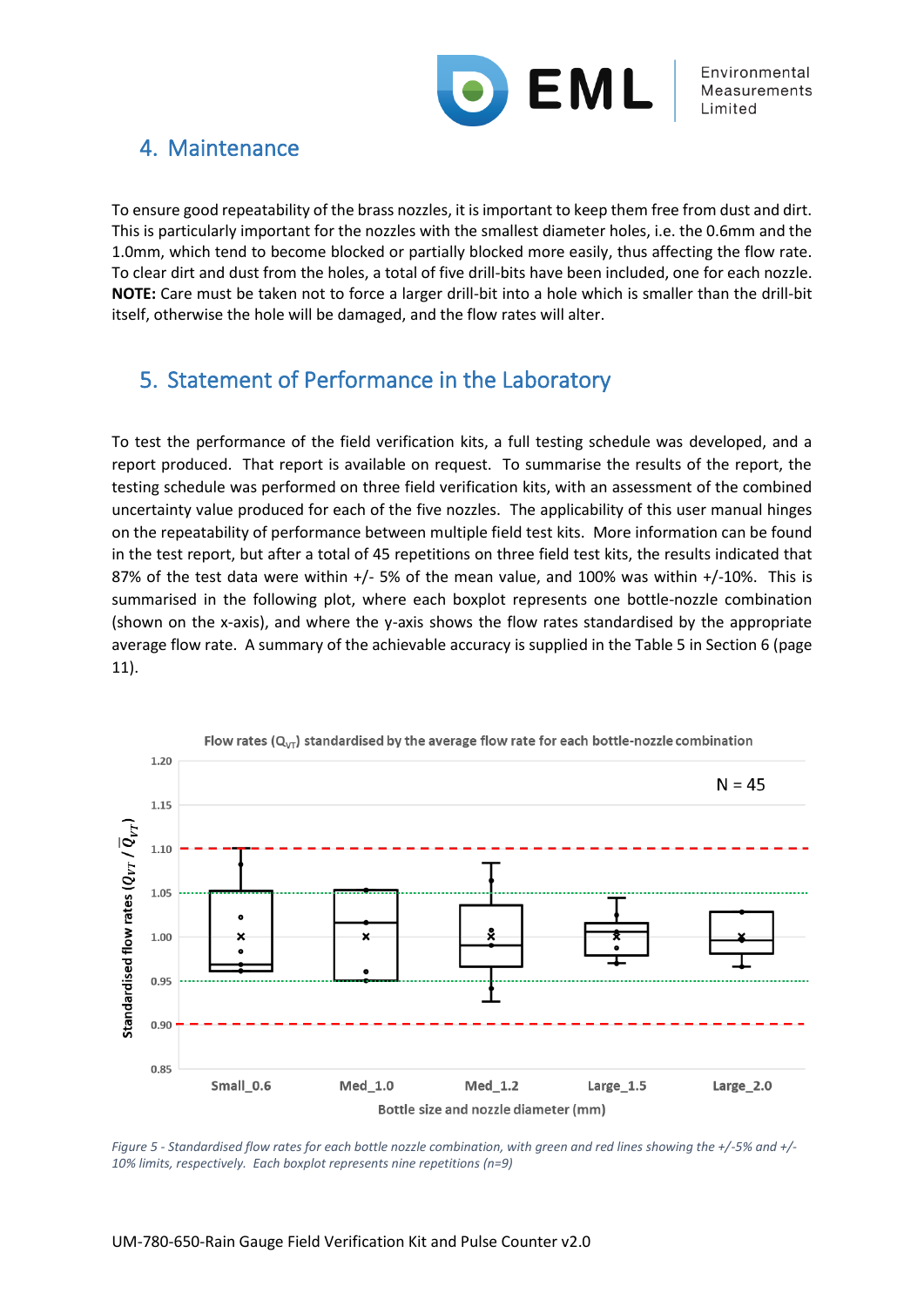## 4. Maintenance

To ensure good repeatability of the brass nozzles, it is important to keep them free from dust and dirt. This is particularly important for the nozzles with the smallest diameter holes, i.e. the 0.6mm and the 1.0mm, which tend to become blocked or partially blocked more easily, thus affecting the flow rate. To clear dirt and dust from the holes, a total of five drill-bits have been included, one for each nozzle. **NOTE:** Care must be taken not to force a larger drill-bit into a hole which is smaller than the drill-bit itself, otherwise the hole will be damaged, and the flow rates will alter.

## 5. Statement of Performance in the Laboratory

To test the performance of the field verification kits, a full testing schedule was developed, and a report produced. That report is available on request. To summarise the results of the report, the testing schedule was performed on three field verification kits, with an assessment of the combined uncertainty value produced for each of the five nozzles. The applicability of this user manual hinges on the repeatability of performance between multiple field test kits. More information can be found in the test report, but after a total of 45 repetitions on three field test kits, the results indicated that 87% of the test data were within +/- 5% of the mean value, and 100% was within +/-10%. This is summarised in the following plot, where each boxplot represents one bottle-nozzle combination (shown on the x-axis), and where the y-axis shows the flow rates standardised by the appropriate average flow rate. A summary of the achievable accuracy is supplied in the Table 5 in Section 6 (page 11).

Flow rates ($Q_{VT}$) standardised by the average flow rate for each bottle-nozzle combination

*Figure 5 - Standardised flow rates for each bottle nozzle combination, with green and red lines showing the +/-5% and +/-10% limits, respectively. Each boxplot represents nine repetitions (n=9)*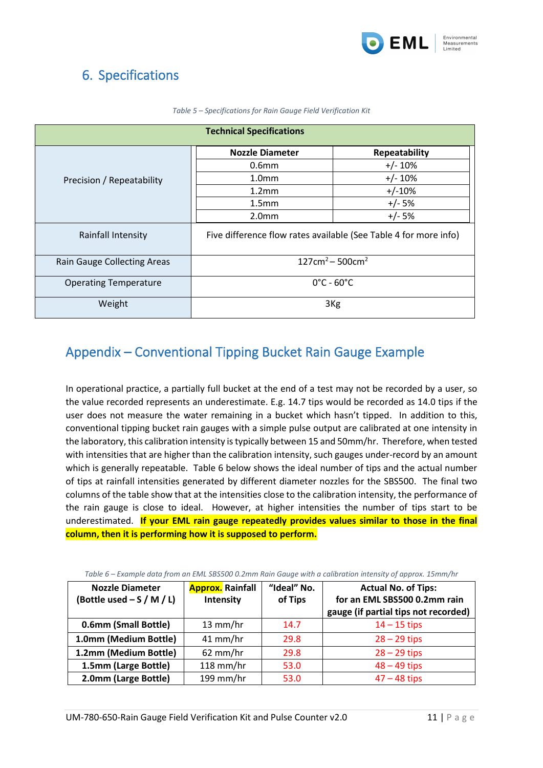## 6. Specifications

*Table 5 – Specifications for Rain Gauge Field Verification Kit*

| Technical Specifications | | |
|---|---|---|
| Precision / Repeatability | **Nozzle Diameter** | **Repeatability** |
| | 0.6mm | +/- 10% |
| | 1.0mm | +/- 10% |
| | 1.2mm | +/-10% |
| | 1.5mm | +/- 5% |
| | 2.0mm | +/- 5% |
| Rainfall Intensity | Five difference flow rates available (See Table 4 for more info) | |
| Rain Gauge Collecting Areas | $127cm^2$ – $500cm^2$ | |
| Operating Temperature | 0°C - 60°C | |
| Weight | 3Kg | |

# Appendix – Conventional Tipping Bucket Rain Gauge Example

In operational practice, a partially full bucket at the end of a test may not be recorded by a user, so the value recorded represents an underestimate. E.g. 14.7 tips would be recorded as 14.0 tips if the user does not measure the water remaining in a bucket which hasn't tipped. In addition to this, conventional tipping bucket rain gauges with a simple pulse output are calibrated at one intensity in the laboratory, this calibration intensity is typically between 15 and 50mm/hr. Therefore, when tested with intensities that are higher than the calibration intensity, such gauges under-record by an amount which is generally repeatable. Table 6 below shows the ideal number of tips and the actual number of tips at rainfall intensities generated by different diameter nozzles for the SBS500. The final two columns of the table show that at the intensities close to the calibration intensity, the performance of the rain gauge is close to ideal. However, at higher intensities the number of tips start to be underestimated. **If your EML rain gauge repeatedly provides values similar to those in the final column, then it is performing how it is supposed to perform.**

*Table 6 – Example data from an EML SBS500 0.2mm Rain Gauge with a calibration intensity of approx. 15mm/hr*

| Nozzle Diameter (Bottle used – S / M / L) | Approx. Rainfall Intensity | "Ideal" No. of Tips | Actual No. of Tips: for an EML SBS500 0.2mm rain gauge (if partial tips not recorded) |
|---|---|---|---|
| **0.6mm (Small Bottle)** | 13 mm/hr | 14.7 | 14 – 15 tips |
| **1.0mm (Medium Bottle)** | 41 mm/hr | 29.8 | 28 – 29 tips |
| **1.2mm (Medium Bottle)** | 62 mm/hr | 29.8 | 28 – 29 tips |
| **1.5mm (Large Bottle)** | 118 mm/hr | 53.0 | 48 – 49 tips |
| **2.0mm (Large Bottle)** | 199 mm/hr | 53.0 | 47 – 48 tips |